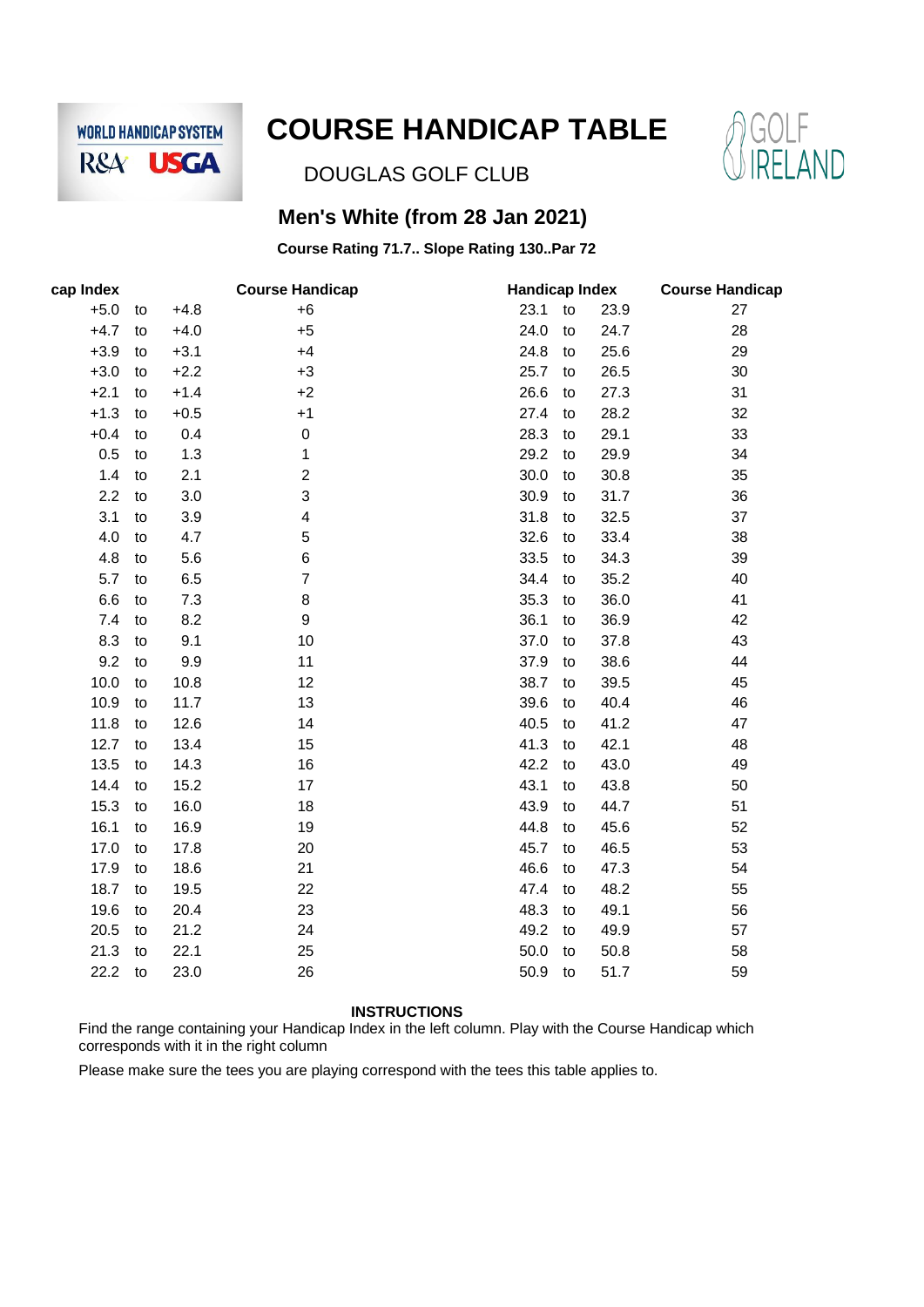WORLD HANDICAP SYSTEM

R&A USGA

# COURSE HANDICAP TABLE

GOLF IRELAND

DOUGLAS GOLF CLUB

## Men's White (from 28 Jan 2021)

**Course Rating 71.7.. Slope Rating 130..Par 72**

| cap Index | | | Course Handicap | Handicap Index | | | Course Handicap |
|---|---|---|---|---|---|---|---|
| +5.0 | to | +4.8 | +6 | 23.1 | to | 23.9 | 27 |
| +4.7 | to | +4.0 | +5 | 24.0 | to | 24.7 | 28 |
| +3.9 | to | +3.1 | +4 | 24.8 | to | 25.6 | 29 |
| +3.0 | to | +2.2 | +3 | 25.7 | to | 26.5 | 30 |
| +2.1 | to | +1.4 | +2 | 26.6 | to | 27.3 | 31 |
| +1.3 | to | +0.5 | +1 | 27.4 | to | 28.2 | 32 |
| +0.4 | to | 0.4 | 0 | 28.3 | to | 29.1 | 33 |
| 0.5 | to | 1.3 | 1 | 29.2 | to | 29.9 | 34 |
| 1.4 | to | 2.1 | 2 | 30.0 | to | 30.8 | 35 |
| 2.2 | to | 3.0 | 3 | 30.9 | to | 31.7 | 36 |
| 3.1 | to | 3.9 | 4 | 31.8 | to | 32.5 | 37 |
| 4.0 | to | 4.7 | 5 | 32.6 | to | 33.4 | 38 |
| 4.8 | to | 5.6 | 6 | 33.5 | to | 34.3 | 39 |
| 5.7 | to | 6.5 | 7 | 34.4 | to | 35.2 | 40 |
| 6.6 | to | 7.3 | 8 | 35.3 | to | 36.0 | 41 |
| 7.4 | to | 8.2 | 9 | 36.1 | to | 36.9 | 42 |
| 8.3 | to | 9.1 | 10 | 37.0 | to | 37.8 | 43 |
| 9.2 | to | 9.9 | 11 | 37.9 | to | 38.6 | 44 |
| 10.0 | to | 10.8 | 12 | 38.7 | to | 39.5 | 45 |
| 10.9 | to | 11.7 | 13 | 39.6 | to | 40.4 | 46 |
| 11.8 | to | 12.6 | 14 | 40.5 | to | 41.2 | 47 |
| 12.7 | to | 13.4 | 15 | 41.3 | to | 42.1 | 48 |
| 13.5 | to | 14.3 | 16 | 42.2 | to | 43.0 | 49 |
| 14.4 | to | 15.2 | 17 | 43.1 | to | 43.8 | 50 |
| 15.3 | to | 16.0 | 18 | 43.9 | to | 44.7 | 51 |
| 16.1 | to | 16.9 | 19 | 44.8 | to | 45.6 | 52 |
| 17.0 | to | 17.8 | 20 | 45.7 | to | 46.5 | 53 |
| 17.9 | to | 18.6 | 21 | 46.6 | to | 47.3 | 54 |
| 18.7 | to | 19.5 | 22 | 47.4 | to | 48.2 | 55 |
| 19.6 | to | 20.4 | 23 | 48.3 | to | 49.1 | 56 |
| 20.5 | to | 21.2 | 24 | 49.2 | to | 49.9 | 57 |
| 21.3 | to | 22.1 | 25 | 50.0 | to | 50.8 | 58 |
| 22.2 | to | 23.0 | 26 | 50.9 | to | 51.7 | 59 |

**INSTRUCTIONS**

Find the range containing your Handicap Index in the left column. Play with the Course Handicap which corresponds with it in the right column

Please make sure the tees you are playing correspond with the tees this table applies to.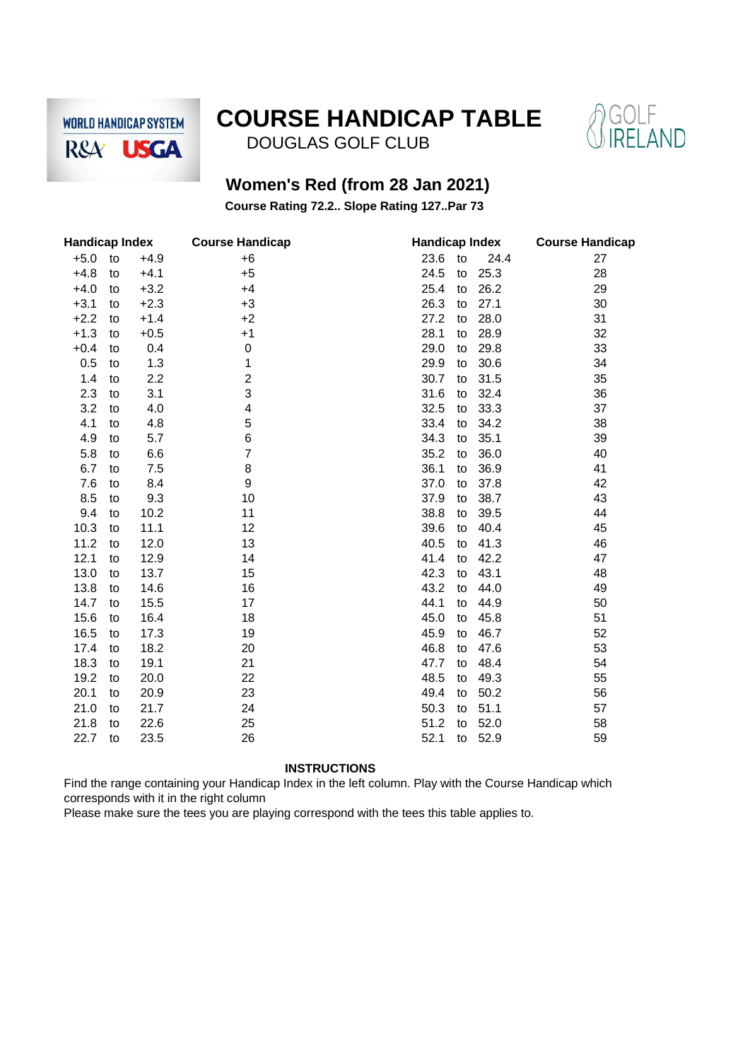WORLD HANDICAP SYSTEM R&A USGA

# COURSE HANDICAP TABLE

DOUGLAS GOLF CLUB

GOLF IRELAND

## Women's Red (from 28 Jan 2021)

**Course Rating 72.2.. Slope Rating 127..Par 73**

| Handicap Index | | | Course Handicap | Handicap Index | | | Course Handicap |
|---|---|---|---|---|---|---|---|
| +5.0 | to | +4.9 | +6 | 23.6 | to | 24.4 | 27 |
| +4.8 | to | +4.1 | +5 | 24.5 | to | 25.3 | 28 |
| +4.0 | to | +3.2 | +4 | 25.4 | to | 26.2 | 29 |
| +3.1 | to | +2.3 | +3 | 26.3 | to | 27.1 | 30 |
| +2.2 | to | +1.4 | +2 | 27.2 | to | 28.0 | 31 |
| +1.3 | to | +0.5 | +1 | 28.1 | to | 28.9 | 32 |
| +0.4 | to | 0.4 | 0 | 29.0 | to | 29.8 | 33 |
| 0.5 | to | 1.3 | 1 | 29.9 | to | 30.6 | 34 |
| 1.4 | to | 2.2 | 2 | 30.7 | to | 31.5 | 35 |
| 2.3 | to | 3.1 | 3 | 31.6 | to | 32.4 | 36 |
| 3.2 | to | 4.0 | 4 | 32.5 | to | 33.3 | 37 |
| 4.1 | to | 4.8 | 5 | 33.4 | to | 34.2 | 38 |
| 4.9 | to | 5.7 | 6 | 34.3 | to | 35.1 | 39 |
| 5.8 | to | 6.6 | 7 | 35.2 | to | 36.0 | 40 |
| 6.7 | to | 7.5 | 8 | 36.1 | to | 36.9 | 41 |
| 7.6 | to | 8.4 | 9 | 37.0 | to | 37.8 | 42 |
| 8.5 | to | 9.3 | 10 | 37.9 | to | 38.7 | 43 |
| 9.4 | to | 10.2 | 11 | 38.8 | to | 39.5 | 44 |
| 10.3 | to | 11.1 | 12 | 39.6 | to | 40.4 | 45 |
| 11.2 | to | 12.0 | 13 | 40.5 | to | 41.3 | 46 |
| 12.1 | to | 12.9 | 14 | 41.4 | to | 42.2 | 47 |
| 13.0 | to | 13.7 | 15 | 42.3 | to | 43.1 | 48 |
| 13.8 | to | 14.6 | 16 | 43.2 | to | 44.0 | 49 |
| 14.7 | to | 15.5 | 17 | 44.1 | to | 44.9 | 50 |
| 15.6 | to | 16.4 | 18 | 45.0 | to | 45.8 | 51 |
| 16.5 | to | 17.3 | 19 | 45.9 | to | 46.7 | 52 |
| 17.4 | to | 18.2 | 20 | 46.8 | to | 47.6 | 53 |
| 18.3 | to | 19.1 | 21 | 47.7 | to | 48.4 | 54 |
| 19.2 | to | 20.0 | 22 | 48.5 | to | 49.3 | 55 |
| 20.1 | to | 20.9 | 23 | 49.4 | to | 50.2 | 56 |
| 21.0 | to | 21.7 | 24 | 50.3 | to | 51.1 | 57 |
| 21.8 | to | 22.6 | 25 | 51.2 | to | 52.0 | 58 |
| 22.7 | to | 23.5 | 26 | 52.1 | to | 52.9 | 59 |

**INSTRUCTIONS**

Find the range containing your Handicap Index in the left column. Play with the Course Handicap which corresponds with it in the right column

Please make sure the tees you are playing correspond with the tees this table applies to.